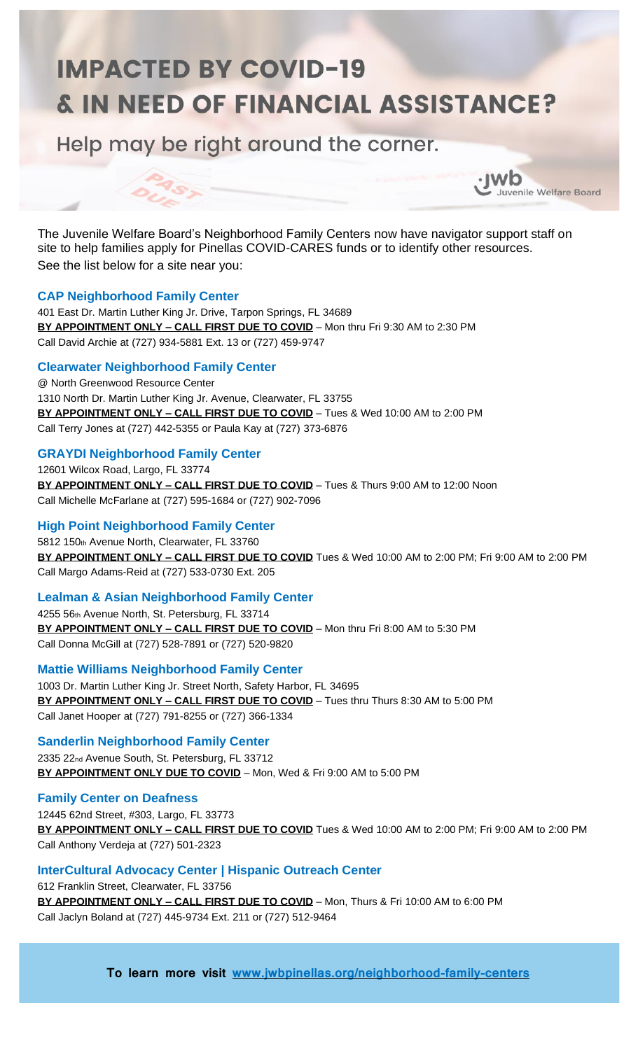# IMPACTED BY COVID-19 & IN NEED OF FINANCIAL ASSISTANCE?

Help may be right around the corner.

jwb Juvenile Welfare Board

The Juvenile Welfare Board's Neighborhood Family Centers now have navigator support staff on site to help families apply for Pinellas COVID-CARES funds or to identify other resources. See the list below for a site near you:

### CAP Neighborhood Family Center

401 East Dr. Martin Luther King Jr. Drive, Tarpon Springs, FL 34689
**BY APPOINTMENT ONLY – CALL FIRST DUE TO COVID** – Mon thru Fri 9:30 AM to 2:30 PM
Call David Archie at (727) 934-5881 Ext. 13 or (727) 459-9747

### Clearwater Neighborhood Family Center

@ North Greenwood Resource Center
1310 North Dr. Martin Luther King Jr. Avenue, Clearwater, FL 33755
**BY APPOINTMENT ONLY – CALL FIRST DUE TO COVID** – Tues & Wed 10:00 AM to 2:00 PM
Call Terry Jones at (727) 442-5355 or Paula Kay at (727) 373-6876

### GRAYDI Neighborhood Family Center

12601 Wilcox Road, Largo, FL 33774
**BY APPOINTMENT ONLY – CALL FIRST DUE TO COVID** – Tues & Thurs 9:00 AM to 12:00 Noon
Call Michelle McFarlane at (727) 595-1684 or (727) 902-7096

### High Point Neighborhood Family Center

5812 150th Avenue North, Clearwater, FL 33760
**BY APPOINTMENT ONLY – CALL FIRST DUE TO COVID** Tues & Wed 10:00 AM to 2:00 PM; Fri 9:00 AM to 2:00 PM
Call Margo Adams-Reid at (727) 533-0730 Ext. 205

### Lealman & Asian Neighborhood Family Center

4255 56th Avenue North, St. Petersburg, FL 33714
**BY APPOINTMENT ONLY – CALL FIRST DUE TO COVID** – Mon thru Fri 8:00 AM to 5:30 PM
Call Donna McGill at (727) 528-7891 or (727) 520-9820

### Mattie Williams Neighborhood Family Center

1003 Dr. Martin Luther King Jr. Street North, Safety Harbor, FL 34695
**BY APPOINTMENT ONLY – CALL FIRST DUE TO COVID** – Tues thru Thurs 8:30 AM to 5:00 PM
Call Janet Hooper at (727) 791-8255 or (727) 366-1334

### Sanderlin Neighborhood Family Center

2335 22nd Avenue South, St. Petersburg, FL 33712
**BY APPOINTMENT ONLY DUE TO COVID** – Mon, Wed & Fri 9:00 AM to 5:00 PM

### Family Center on Deafness

12445 62nd Street, #303, Largo, FL 33773
**BY APPOINTMENT ONLY – CALL FIRST DUE TO COVID** Tues & Wed 10:00 AM to 2:00 PM; Fri 9:00 AM to 2:00 PM
Call Anthony Verdeja at (727) 501-2323

### InterCultural Advocacy Center | Hispanic Outreach Center

612 Franklin Street, Clearwater, FL 33756
**BY APPOINTMENT ONLY – CALL FIRST DUE TO COVID** – Mon, Thurs & Fri 10:00 AM to 6:00 PM
Call Jaclyn Boland at (727) 445-9734 Ext. 211 or (727) 512-9464

**To learn more visit [www.jwbpinellas.org/neighborhood-family-centers](www.jwbpinellas.org/neighborhood-family-centers)**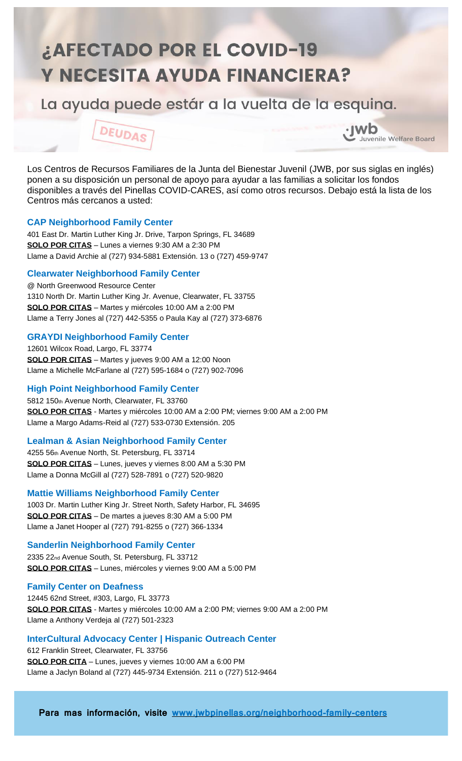# ¿AFECTADO POR EL COVID-19 Y NECESITA AYUDA FINANCIERA?

La ayuda puede estár a la vuelta de la esquina.

DEUDAS

jwb Juvenile Welfare Board

Los Centros de Recursos Familiares de la Junta del Bienestar Juvenil (JWB, por sus siglas en inglés) ponen a su disposición un personal de apoyo para ayudar a las familias a solicitar los fondos disponibles a través del Pinellas COVID-CARES, así como otros recursos. Debajo está la lista de los Centros más cercanos a usted:

### CAP Neighborhood Family Center

401 East Dr. Martin Luther King Jr. Drive, Tarpon Springs, FL 34689
**SOLO POR CITAS** – Lunes a viernes 9:30 AM a 2:30 PM
Llame a David Archie al (727) 934-5881 Extensión. 13 o (727) 459-9747

### Clearwater Neighborhood Family Center

@ North Greenwood Resource Center
1310 North Dr. Martin Luther King Jr. Avenue, Clearwater, FL 33755
**SOLO POR CITAS** – Martes y miércoles 10:00 AM a 2:00 PM
Llame a Terry Jones al (727) 442-5355 o Paula Kay al (727) 373-6876

### GRAYDI Neighborhood Family Center

12601 Wilcox Road, Largo, FL 33774
**SOLO POR CITAS** – Martes y jueves 9:00 AM a 12:00 Noon
Llame a Michelle McFarlane al (727) 595-1684 o (727) 902-7096

### High Point Neighborhood Family Center

5812 150th Avenue North, Clearwater, FL 33760
**SOLO POR CITAS** - Martes y miércoles 10:00 AM a 2:00 PM; viernes 9:00 AM a 2:00 PM
Llame a Margo Adams-Reid al (727) 533-0730 Extensión. 205

### Lealman & Asian Neighborhood Family Center

4255 56th Avenue North, St. Petersburg, FL 33714
**SOLO POR CITAS** – Lunes, jueves y viernes 8:00 AM a 5:30 PM
Llame a Donna McGill al (727) 528-7891 o (727) 520-9820

### Mattie Williams Neighborhood Family Center

1003 Dr. Martin Luther King Jr. Street North, Safety Harbor, FL 34695
**SOLO POR CITAS** – De martes a jueves 8:30 AM a 5:00 PM
Llame a Janet Hooper al (727) 791-8255 o (727) 366-1334

### Sanderlin Neighborhood Family Center

2335 22nd Avenue South, St. Petersburg, FL 33712
**SOLO POR CITAS** – Lunes, miércoles y viernes 9:00 AM a 5:00 PM

### Family Center on Deafness

12445 62nd Street, #303, Largo, FL 33773
**SOLO POR CITAS** - Martes y miércoles 10:00 AM a 2:00 PM; viernes 9:00 AM a 2:00 PM
Llame a Anthony Verdeja al (727) 501-2323

### InterCultural Advocacy Center | Hispanic Outreach Center

612 Franklin Street, Clearwater, FL 33756
**SOLO POR CITA** – Lunes, jueves y viernes 10:00 AM a 6:00 PM
Llame a Jaclyn Boland al (727) 445-9734 Extensión. 211 o (727) 512-9464

**Para mas información, visite [www.jwbpinellas.org/neighborhood-family-centers](http://www.jwbpinellas.org/neighborhood-family-centers)**